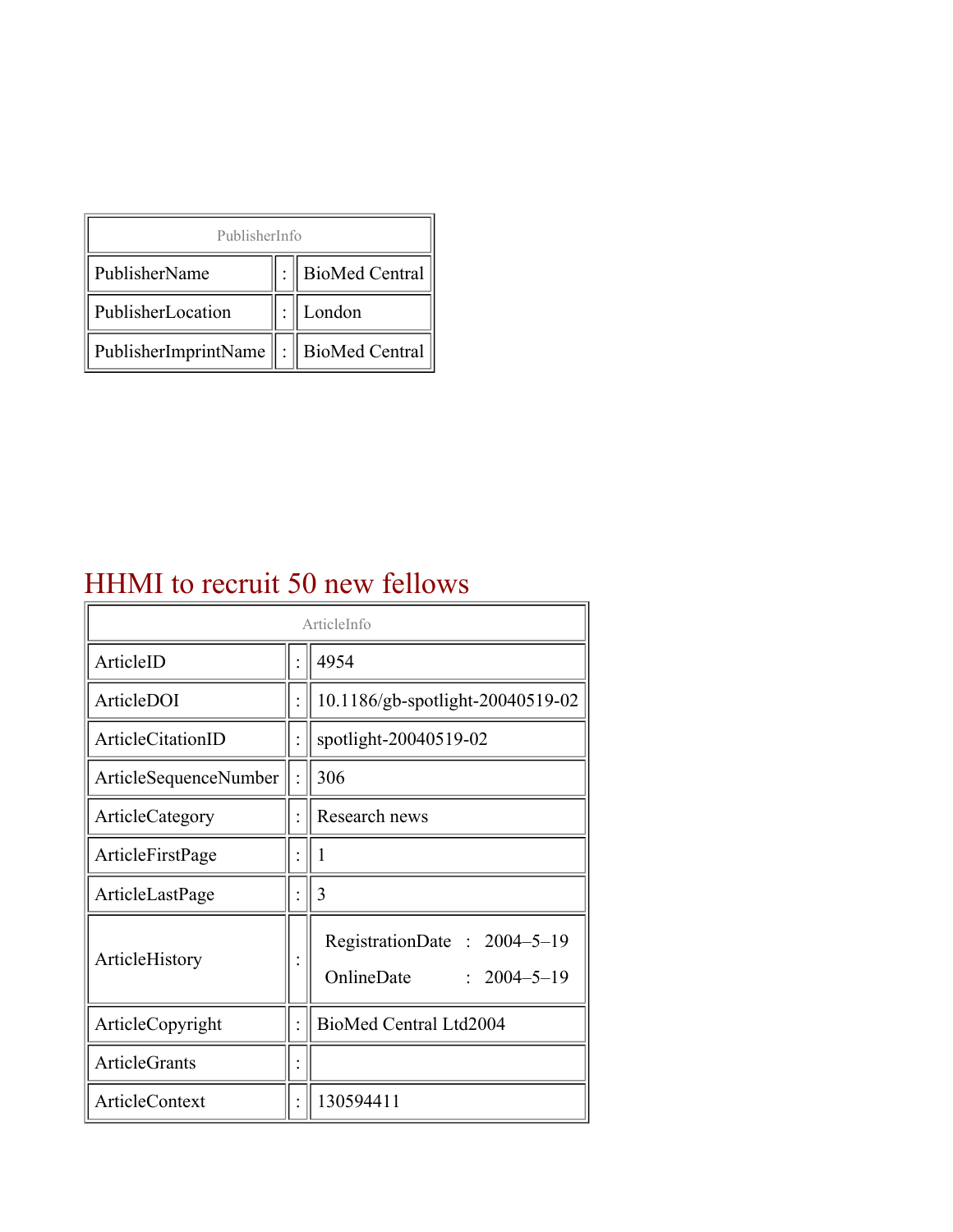| PublisherInfo | | |
|---|---|---|
| PublisherName | : | BioMed Central |
| PublisherLocation | : | London |
| PublisherImprintName | : | BioMed Central |

# HHMI to recruit 50 new fellows

| ArticleInfo | | |
|---|---|---|
| ArticleID | : | 4954 |
| ArticleDOI | : | 10.1186/gb-spotlight-20040519-02 |
| ArticleCitationID | : | spotlight-20040519-02 |
| ArticleSequenceNumber | : | 306 |
| ArticleCategory | : | Research news |
| ArticleFirstPage | : | 1 |
| ArticleLastPage | : | 3 |
| ArticleHistory | : | RegistrationDate : 2004–5–19<br>OnlineDate : 2004–5–19 |
| ArticleCopyright | : | BioMed Central Ltd2004 |
| ArticleGrants | : | |
| ArticleContext | : | 130594411 |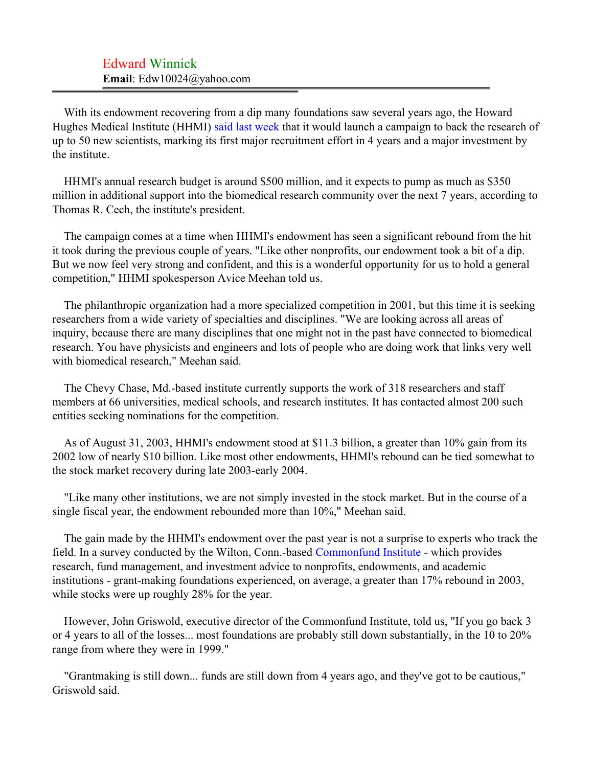Edward Winnick
**Email**: Edw10024@yahoo.com

---

With its endowment recovering from a dip many foundations saw several years ago, the Howard Hughes Medical Institute (HHMI) said last week that it would launch a campaign to back the research of up to 50 new scientists, marking its first major recruitment effort in 4 years and a major investment by the institute.

HHMI's annual research budget is around $500 million, and it expects to pump as much as $350 million in additional support into the biomedical research community over the next 7 years, according to Thomas R. Cech, the institute's president.

The campaign comes at a time when HHMI's endowment has seen a significant rebound from the hit it took during the previous couple of years. "Like other nonprofits, our endowment took a bit of a dip. But we now feel very strong and confident, and this is a wonderful opportunity for us to hold a general competition," HHMI spokesperson Avice Meehan told us.

The philanthropic organization had a more specialized competition in 2001, but this time it is seeking researchers from a wide variety of specialties and disciplines. "We are looking across all areas of inquiry, because there are many disciplines that one might not in the past have connected to biomedical research. You have physicists and engineers and lots of people who are doing work that links very well with biomedical research," Meehan said.

The Chevy Chase, Md.-based institute currently supports the work of 318 researchers and staff members at 66 universities, medical schools, and research institutes. It has contacted almost 200 such entities seeking nominations for the competition.

As of August 31, 2003, HHMI's endowment stood at $11.3 billion, a greater than 10% gain from its 2002 low of nearly $10 billion. Like most other endowments, HHMI's rebound can be tied somewhat to the stock market recovery during late 2003-early 2004.

"Like many other institutions, we are not simply invested in the stock market. But in the course of a single fiscal year, the endowment rebounded more than 10%," Meehan said.

The gain made by the HHMI's endowment over the past year is not a surprise to experts who track the field. In a survey conducted by the Wilton, Conn.-based Commonfund Institute - which provides research, fund management, and investment advice to nonprofits, endowments, and academic institutions - grant-making foundations experienced, on average, a greater than 17% rebound in 2003, while stocks were up roughly 28% for the year.

However, John Griswold, executive director of the Commonfund Institute, told us, "If you go back 3 or 4 years to all of the losses... most foundations are probably still down substantially, in the 10 to 20% range from where they were in 1999."

"Grantmaking is still down... funds are still down from 4 years ago, and they've got to be cautious," Griswold said.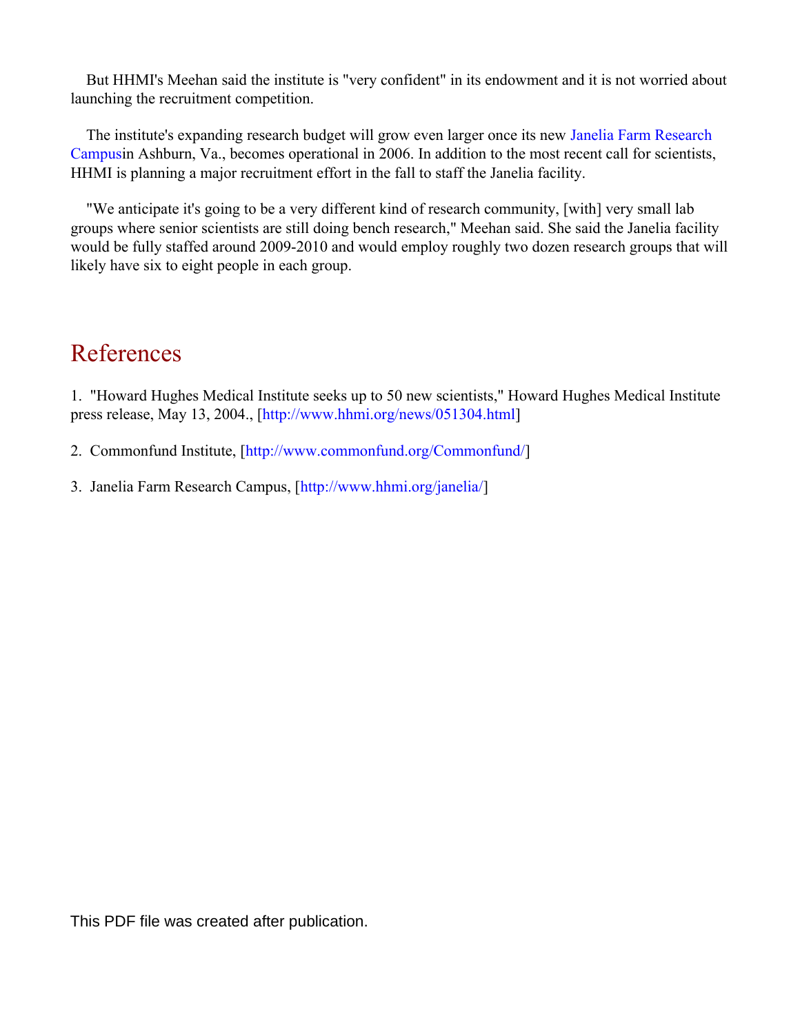But HHMI's Meehan said the institute is "very confident" in its endowment and it is not worried about launching the recruitment competition.

The institute's expanding research budget will grow even larger once its new Janelia Farm Research Campusin Ashburn, Va., becomes operational in 2006. In addition to the most recent call for scientists, HHMI is planning a major recruitment effort in the fall to staff the Janelia facility.

"We anticipate it's going to be a very different kind of research community, [with] very small lab groups where senior scientists are still doing bench research," Meehan said. She said the Janelia facility would be fully staffed around 2009-2010 and would employ roughly two dozen research groups that will likely have six to eight people in each group.

## References

1. "Howard Hughes Medical Institute seeks up to 50 new scientists," Howard Hughes Medical Institute press release, May 13, 2004., [http://www.hhmi.org/news/051304.html]

2. Commonfund Institute, [http://www.commonfund.org/Commonfund/]

3. Janelia Farm Research Campus, [http://www.hhmi.org/janelia/]

This PDF file was created after publication.